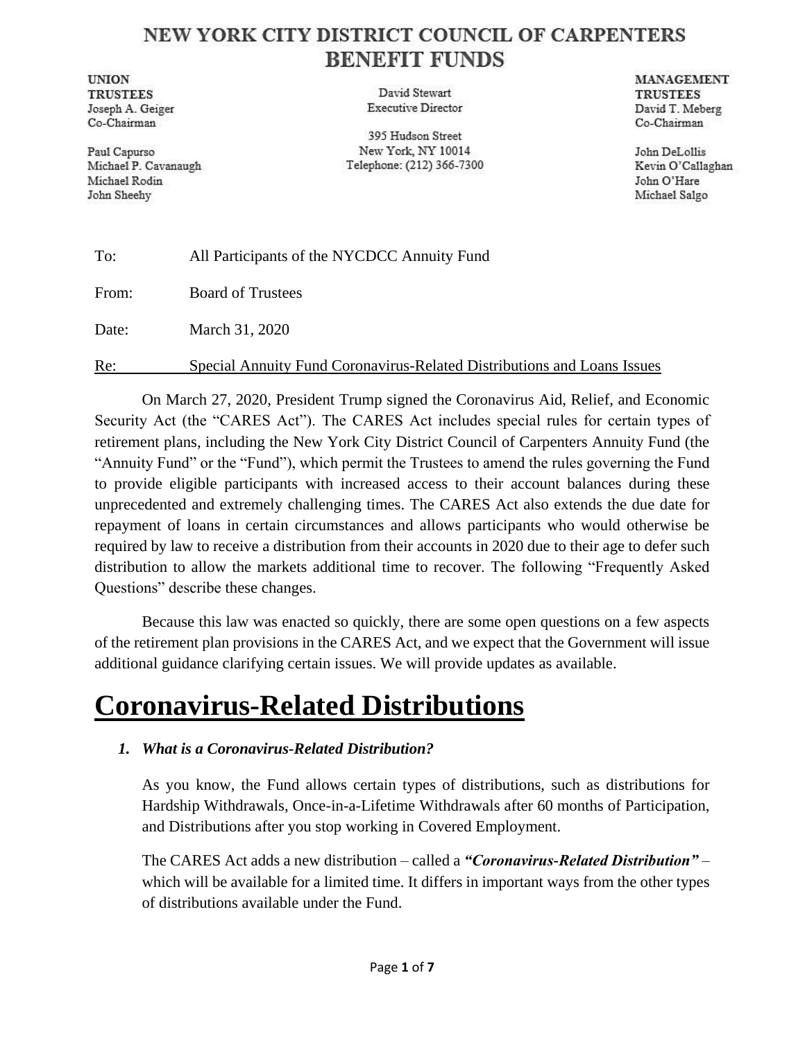# NEW YORK CITY DISTRICT COUNCIL OF CARPENTERS BENEFIT FUNDS

**UNION TRUSTEES**
Joseph A. Geiger
Co-Chairman

Paul Capurso
Michael P. Cavanaugh
Michael Rodin
John Sheehy

David Stewart
Executive Director

395 Hudson Street
New York, NY 10014
Telephone: (212) 366-7300

**MANAGEMENT TRUSTEES**
David T. Meberg
Co-Chairman

John DeLollis
Kevin O'Callaghan
John O'Hare
Michael Salgo

To: All Participants of the NYCDCC Annuity Fund

From: Board of Trustees

Date: March 31, 2020

Re: Special Annuity Fund Coronavirus-Related Distributions and Loans Issues

On March 27, 2020, President Trump signed the Coronavirus Aid, Relief, and Economic Security Act (the "CARES Act"). The CARES Act includes special rules for certain types of retirement plans, including the New York City District Council of Carpenters Annuity Fund (the "Annuity Fund" or the "Fund"), which permit the Trustees to amend the rules governing the Fund to provide eligible participants with increased access to their account balances during these unprecedented and extremely challenging times. The CARES Act also extends the due date for repayment of loans in certain circumstances and allows participants who would otherwise be required by law to receive a distribution from their accounts in 2020 due to their age to defer such distribution to allow the markets additional time to recover. The following "Frequently Asked Questions" describe these changes.

Because this law was enacted so quickly, there are some open questions on a few aspects of the retirement plan provisions in the CARES Act, and we expect that the Government will issue additional guidance clarifying certain issues. We will provide updates as available.

# Coronavirus-Related Distributions

### *1. What is a Coronavirus-Related Distribution?*

As you know, the Fund allows certain types of distributions, such as distributions for Hardship Withdrawals, Once-in-a-Lifetime Withdrawals after 60 months of Participation, and Distributions after you stop working in Covered Employment.

The CARES Act adds a new distribution – called a ***"Coronavirus-Related Distribution"*** – which will be available for a limited time. It differs in important ways from the other types of distributions available under the Fund.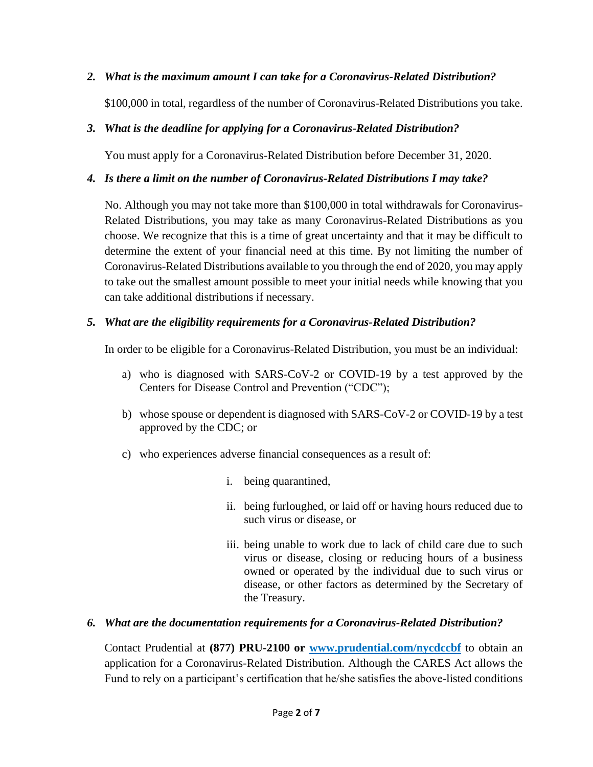### *2. What is the maximum amount I can take for a Coronavirus-Related Distribution?*

$100,000 in total, regardless of the number of Coronavirus-Related Distributions you take.

### *3. What is the deadline for applying for a Coronavirus-Related Distribution?*

You must apply for a Coronavirus-Related Distribution before December 31, 2020.

### *4. Is there a limit on the number of Coronavirus-Related Distributions I may take?*

No. Although you may not take more than $100,000 in total withdrawals for Coronavirus-Related Distributions, you may take as many Coronavirus-Related Distributions as you choose. We recognize that this is a time of great uncertainty and that it may be difficult to determine the extent of your financial need at this time. By not limiting the number of Coronavirus-Related Distributions available to you through the end of 2020, you may apply to take out the smallest amount possible to meet your initial needs while knowing that you can take additional distributions if necessary.

### *5. What are the eligibility requirements for a Coronavirus-Related Distribution?*

In order to be eligible for a Coronavirus-Related Distribution, you must be an individual:

a) who is diagnosed with SARS-CoV-2 or COVID-19 by a test approved by the Centers for Disease Control and Prevention ("CDC");

b) whose spouse or dependent is diagnosed with SARS-CoV-2 or COVID-19 by a test approved by the CDC; or

c) who experiences adverse financial consequences as a result of:

   i. being quarantined,

   ii. being furloughed, or laid off or having hours reduced due to such virus or disease, or

   iii. being unable to work due to lack of child care due to such virus or disease, closing or reducing hours of a business owned or operated by the individual due to such virus or disease, or other factors as determined by the Secretary of the Treasury.

### *6. What are the documentation requirements for a Coronavirus-Related Distribution?*

Contact Prudential at **(877) PRU-2100 or [www.prudential.com/nycdccbf](http://www.prudential.com/nycdccbf)** to obtain an application for a Coronavirus-Related Distribution. Although the CARES Act allows the Fund to rely on a participant's certification that he/she satisfies the above-listed conditions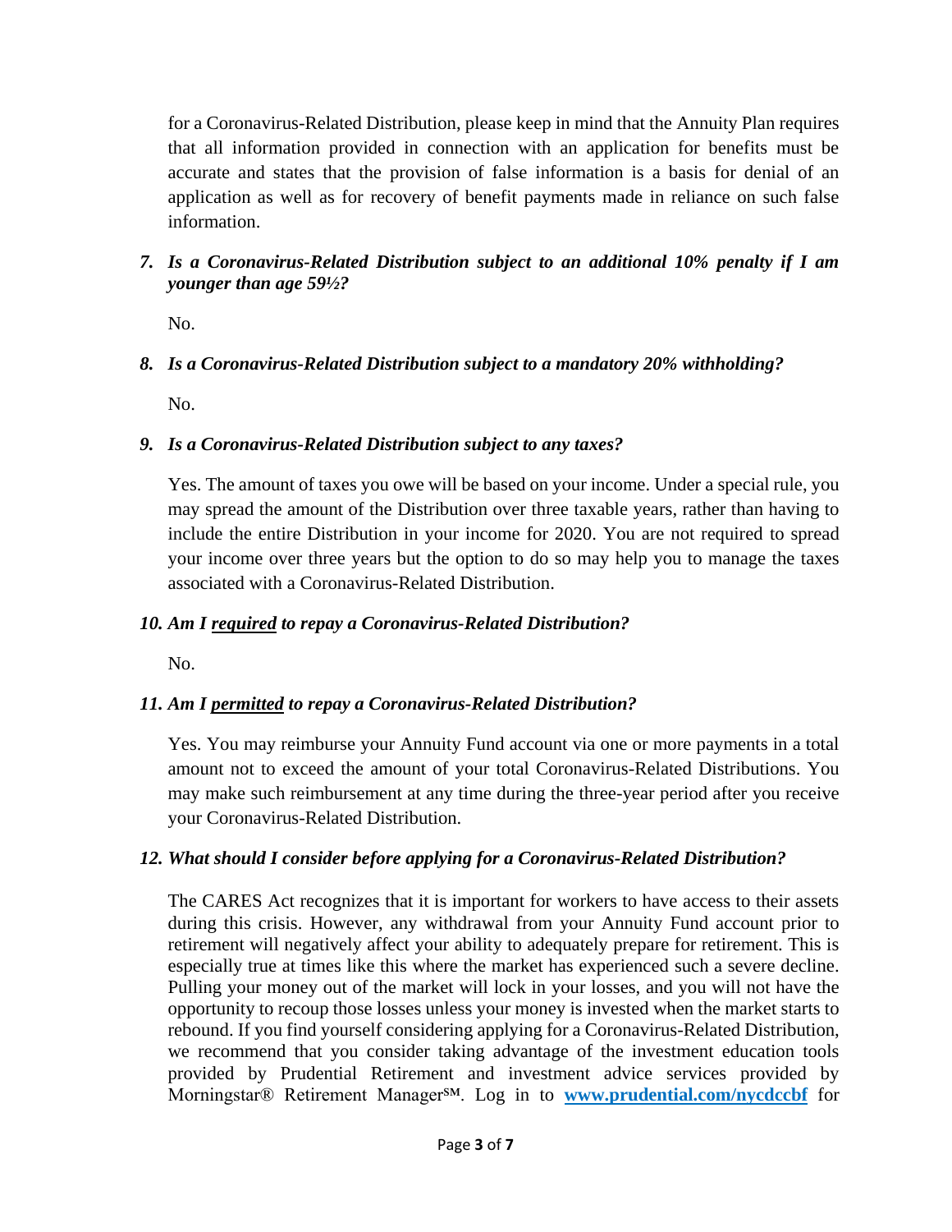for a Coronavirus-Related Distribution, please keep in mind that the Annuity Plan requires that all information provided in connection with an application for benefits must be accurate and states that the provision of false information is a basis for denial of an application as well as for recovery of benefit payments made in reliance on such false information.

### *7. Is a Coronavirus-Related Distribution subject to an additional 10% penalty if I am younger than age 59½?*

No.

### *8. Is a Coronavirus-Related Distribution subject to a mandatory 20% withholding?*

No.

### *9. Is a Coronavirus-Related Distribution subject to any taxes?*

Yes. The amount of taxes you owe will be based on your income. Under a special rule, you may spread the amount of the Distribution over three taxable years, rather than having to include the entire Distribution in your income for 2020. You are not required to spread your income over three years but the option to do so may help you to manage the taxes associated with a Coronavirus-Related Distribution.

### *10. Am I <u>required</u> to repay a Coronavirus-Related Distribution?*

No.

### *11. Am I <u>permitted</u> to repay a Coronavirus-Related Distribution?*

Yes. You may reimburse your Annuity Fund account via one or more payments in a total amount not to exceed the amount of your total Coronavirus-Related Distributions. You may make such reimbursement at any time during the three-year period after you receive your Coronavirus-Related Distribution.

### *12. What should I consider before applying for a Coronavirus-Related Distribution?*

The CARES Act recognizes that it is important for workers to have access to their assets during this crisis. However, any withdrawal from your Annuity Fund account prior to retirement will negatively affect your ability to adequately prepare for retirement. This is especially true at times like this where the market has experienced such a severe decline. Pulling your money out of the market will lock in your losses, and you will not have the opportunity to recoup those losses unless your money is invested when the market starts to rebound. If you find yourself considering applying for a Coronavirus-Related Distribution, we recommend that you consider taking advantage of the investment education tools provided by Prudential Retirement and investment advice services provided by Morningstar® Retirement Manager℠. Log in to **[www.prudential.com/nycdccbf](www.prudential.com/nycdccbf)** for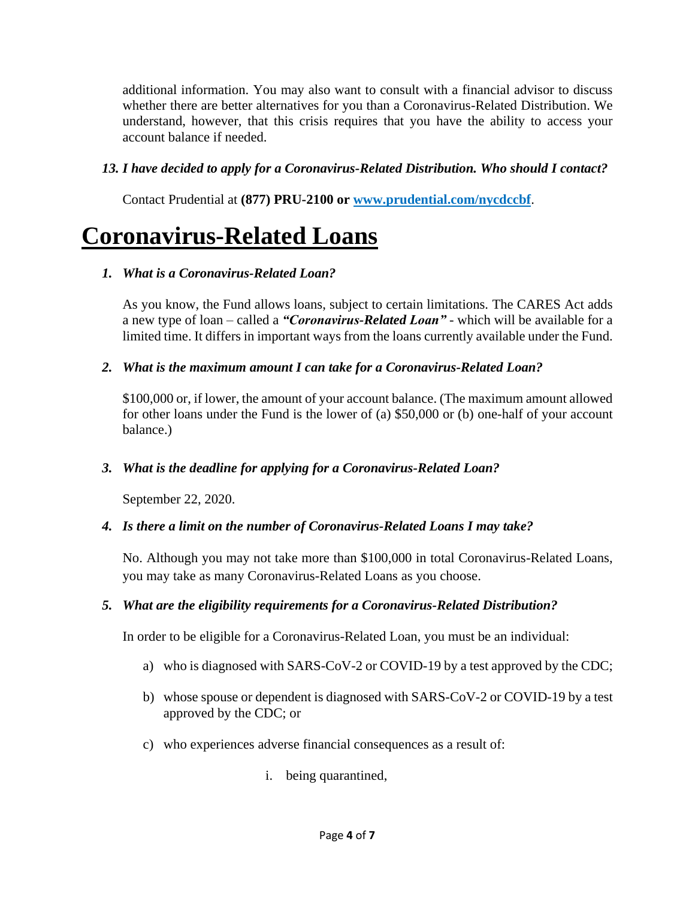additional information. You may also want to consult with a financial advisor to discuss whether there are better alternatives for you than a Coronavirus-Related Distribution. We understand, however, that this crisis requires that you have the ability to access your account balance if needed.

*13. I have decided to apply for a Coronavirus-Related Distribution. Who should I contact?*

Contact Prudential at **(877) PRU-2100 or [www.prudential.com/nycdccbf](http://www.prudential.com/nycdccbf)**.

# Coronavirus-Related Loans

*1. What is a Coronavirus-Related Loan?*

As you know, the Fund allows loans, subject to certain limitations. The CARES Act adds a new type of loan – called a ***"Coronavirus-Related Loan"*** - which will be available for a limited time. It differs in important ways from the loans currently available under the Fund.

*2. What is the maximum amount I can take for a Coronavirus-Related Loan?*

$100,000 or, if lower, the amount of your account balance. (The maximum amount allowed for other loans under the Fund is the lower of (a) $50,000 or (b) one-half of your account balance.)

*3. What is the deadline for applying for a Coronavirus-Related Loan?*

September 22, 2020.

*4. Is there a limit on the number of Coronavirus-Related Loans I may take?*

No. Although you may not take more than $100,000 in total Coronavirus-Related Loans, you may take as many Coronavirus-Related Loans as you choose.

*5. What are the eligibility requirements for a Coronavirus-Related Distribution?*

In order to be eligible for a Coronavirus-Related Loan, you must be an individual:

a) who is diagnosed with SARS-CoV-2 or COVID-19 by a test approved by the CDC;

b) whose spouse or dependent is diagnosed with SARS-CoV-2 or COVID-19 by a test approved by the CDC; or

c) who experiences adverse financial consequences as a result of:

   i. being quarantined,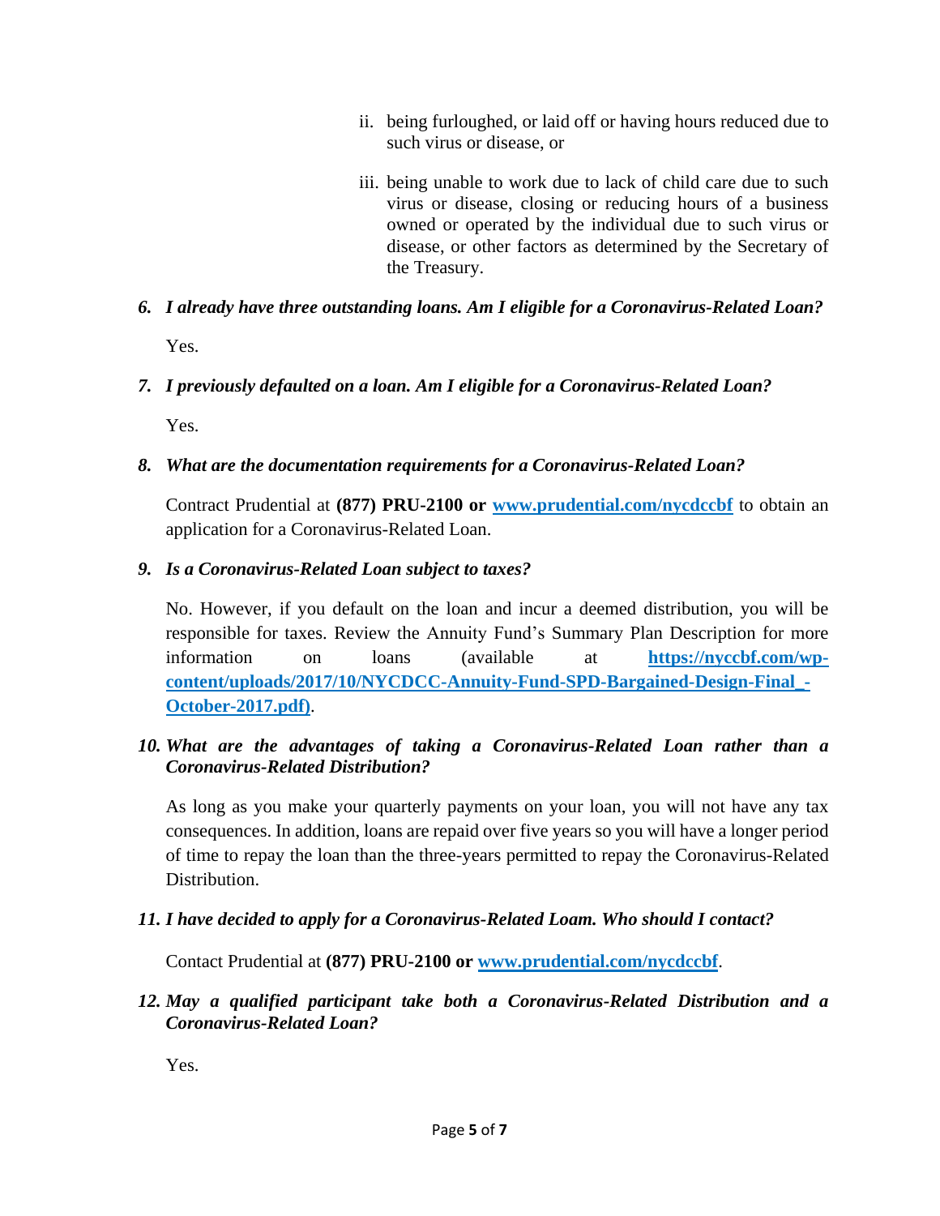ii. being furloughed, or laid off or having hours reduced due to such virus or disease, or

   iii. being unable to work due to lack of child care due to such virus or disease, closing or reducing hours of a business owned or operated by the individual due to such virus or disease, or other factors as determined by the Secretary of the Treasury.

6. ***I already have three outstanding loans. Am I eligible for a Coronavirus-Related Loan?***

   Yes.

7. ***I previously defaulted on a loan. Am I eligible for a Coronavirus-Related Loan?***

   Yes.

8. ***What are the documentation requirements for a Coronavirus-Related Loan?***

   Contract Prudential at **(877) PRU-2100 or [www.prudential.com/nycdccbf](www.prudential.com/nycdccbf)** to obtain an application for a Coronavirus-Related Loan.

9. ***Is a Coronavirus-Related Loan subject to taxes?***

   No. However, if you default on the loan and incur a deemed distribution, you will be responsible for taxes. Review the Annuity Fund's Summary Plan Description for more information on loans (available at **[https://nyccbf.com/wp-content/uploads/2017/10/NYCDCC-Annuity-Fund-SPD-Bargained-Design-Final_-October-2017.pdf](https://nyccbf.com/wp-content/uploads/2017/10/NYCDCC-Annuity-Fund-SPD-Bargained-Design-Final_-October-2017.pdf))**.

10. ***What are the advantages of taking a Coronavirus-Related Loan rather than a Coronavirus-Related Distribution?***

    As long as you make your quarterly payments on your loan, you will not have any tax consequences. In addition, loans are repaid over five years so you will have a longer period of time to repay the loan than the three-years permitted to repay the Coronavirus-Related Distribution.

11. ***I have decided to apply for a Coronavirus-Related Loam. Who should I contact?***

    Contact Prudential at **(877) PRU-2100 or [www.prudential.com/nycdccbf](www.prudential.com/nycdccbf)**.

12. ***May a qualified participant take both a Coronavirus-Related Distribution and a Coronavirus-Related Loan?***

    Yes.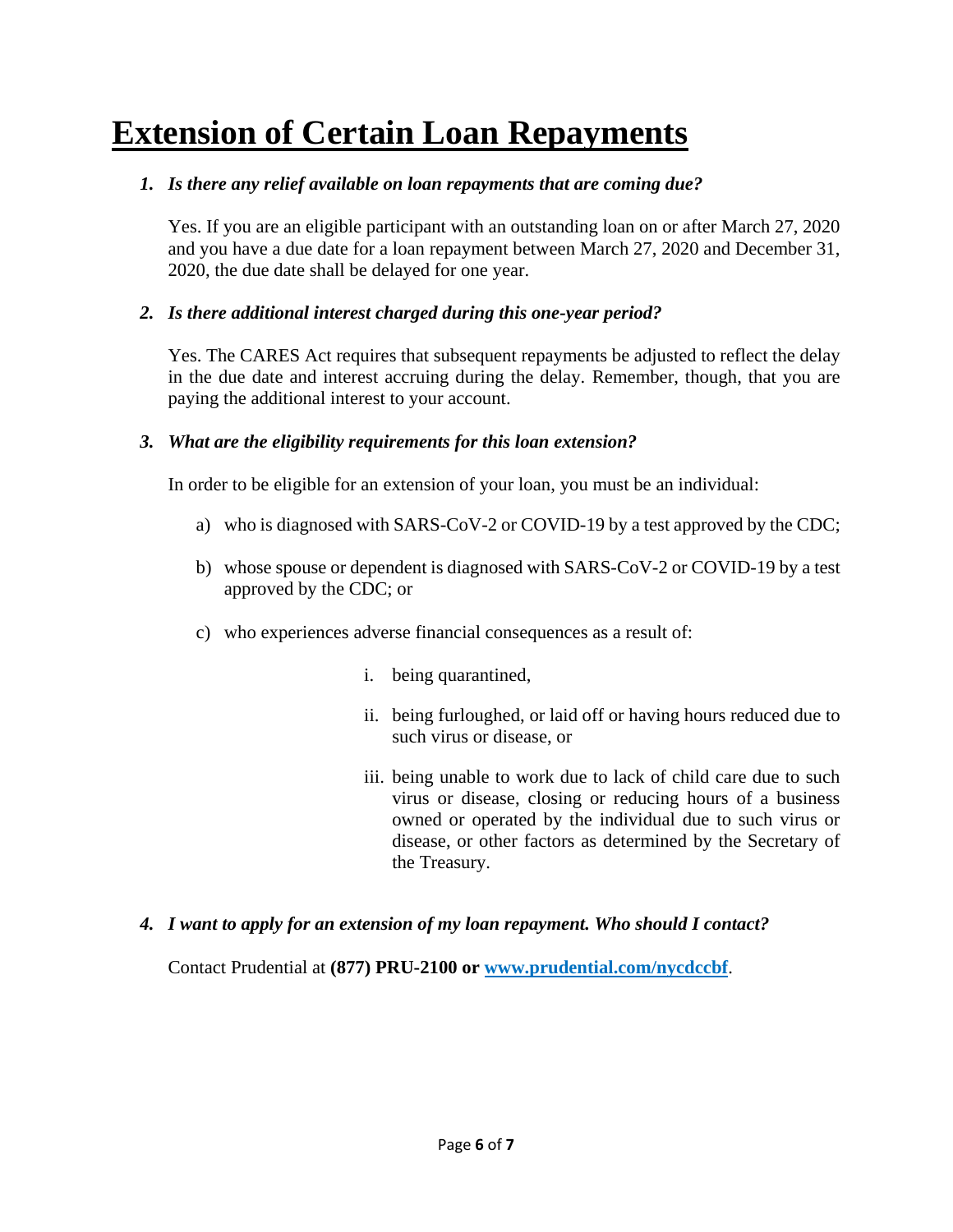# Extension of Certain Loan Repayments

***1. Is there any relief available on loan repayments that are coming due?***

Yes. If you are an eligible participant with an outstanding loan on or after March 27, 2020 and you have a due date for a loan repayment between March 27, 2020 and December 31, 2020, the due date shall be delayed for one year.

***2. Is there additional interest charged during this one-year period?***

Yes. The CARES Act requires that subsequent repayments be adjusted to reflect the delay in the due date and interest accruing during the delay. Remember, though, that you are paying the additional interest to your account.

***3. What are the eligibility requirements for this loan extension?***

In order to be eligible for an extension of your loan, you must be an individual:

a) who is diagnosed with SARS-CoV-2 or COVID-19 by a test approved by the CDC;

b) whose spouse or dependent is diagnosed with SARS-CoV-2 or COVID-19 by a test approved by the CDC; or

c) who experiences adverse financial consequences as a result of:

   i. being quarantined,

   ii. being furloughed, or laid off or having hours reduced due to such virus or disease, or

   iii. being unable to work due to lack of child care due to such virus or disease, closing or reducing hours of a business owned or operated by the individual due to such virus or disease, or other factors as determined by the Secretary of the Treasury.

***4. I want to apply for an extension of my loan repayment. Who should I contact?***

Contact Prudential at **(877) PRU-2100 or [www.prudential.com/nycdccbf](www.prudential.com/nycdccbf)**.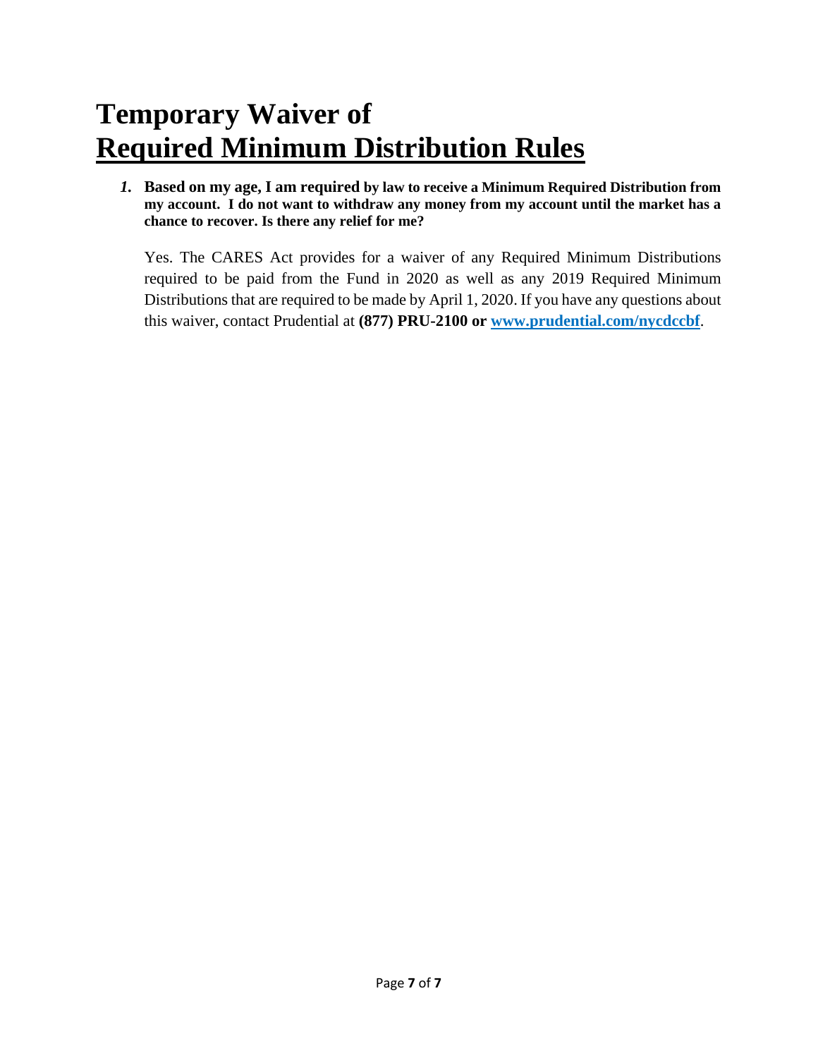# Temporary Waiver of Required Minimum Distribution Rules

1. **Based on my age, I am required by law to receive a Minimum Required Distribution from my account. I do not want to withdraw any money from my account until the market has a chance to recover. Is there any relief for me?**

   Yes. The CARES Act provides for a waiver of any Required Minimum Distributions required to be paid from the Fund in 2020 as well as any 2019 Required Minimum Distributions that are required to be made by April 1, 2020. If you have any questions about this waiver, contact Prudential at **(877) PRU-2100 or [www.prudential.com/nycdccbf](http://www.prudential.com/nycdccbf)**.